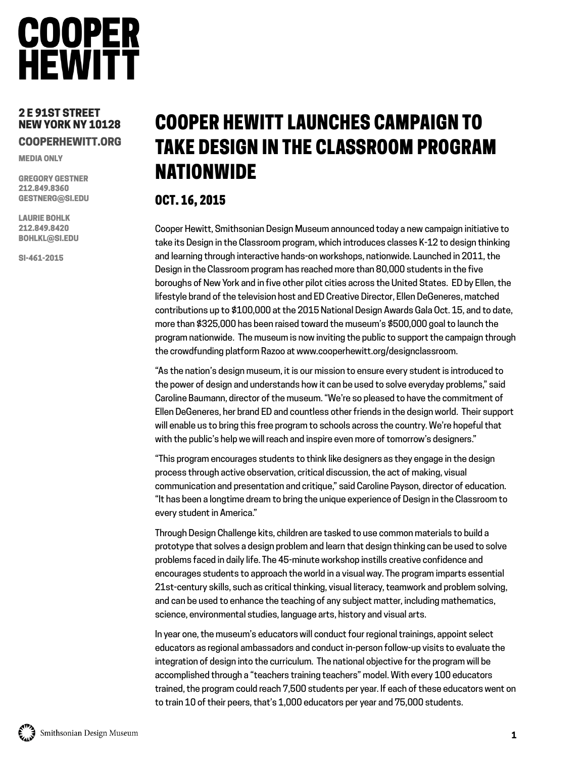# COOPER HEWITT

**2 E 91ST STREET**
**NEW YORK NY 10128**

**COOPERHEWITT.ORG**

MEDIA ONLY

GREGORY GESTNER
212.849.8360
GESTNERG@SI.EDU

LAURIE BOHLK
212.849.8420
BOHLKL@SI.EDU

SI-461-2015

## COOPER HEWITT LAUNCHES CAMPAIGN TO TAKE DESIGN IN THE CLASSROOM PROGRAM NATIONWIDE

### OCT. 16, 2015

Cooper Hewitt, Smithsonian Design Museum announced today a new campaign initiative to take its Design in the Classroom program, which introduces classes K-12 to design thinking and learning through interactive hands-on workshops, nationwide. Launched in 2011, the Design in the Classroom program has reached more than 80,000 students in the five boroughs of New York and in five other pilot cities across the United States. ED by Ellen, the lifestyle brand of the television host and ED Creative Director, Ellen DeGeneres, matched contributions up to $100,000 at the 2015 National Design Awards Gala Oct. 15, and to date, more than $325,000 has been raised toward the museum's $500,000 goal to launch the program nationwide. The museum is now inviting the public to support the campaign through the crowdfunding platform Razoo at www.cooperhewitt.org/designclassroom.

"As the nation's design museum, it is our mission to ensure every student is introduced to the power of design and understands how it can be used to solve everyday problems," said Caroline Baumann, director of the museum. "We're so pleased to have the commitment of Ellen DeGeneres, her brand ED and countless other friends in the design world. Their support will enable us to bring this free program to schools across the country. We're hopeful that with the public's help we will reach and inspire even more of tomorrow's designers."

"This program encourages students to think like designers as they engage in the design process through active observation, critical discussion, the act of making, visual communication and presentation and critique," said Caroline Payson, director of education. "It has been a longtime dream to bring the unique experience of Design in the Classroom to every student in America."

Through Design Challenge kits, children are tasked to use common materials to build a prototype that solves a design problem and learn that design thinking can be used to solve problems faced in daily life. The 45-minute workshop instills creative confidence and encourages students to approach the world in a visual way. The program imparts essential 21st-century skills, such as critical thinking, visual literacy, teamwork and problem solving, and can be used to enhance the teaching of any subject matter, including mathematics, science, environmental studies, language arts, history and visual arts.

In year one, the museum's educators will conduct four regional trainings, appoint select educators as regional ambassadors and conduct in-person follow-up visits to evaluate the integration of design into the curriculum. The national objective for the program will be accomplished through a "teachers training teachers" model. With every 100 educators trained, the program could reach 7,500 students per year. If each of these educators went on to train 10 of their peers, that's 1,000 educators per year and 75,000 students.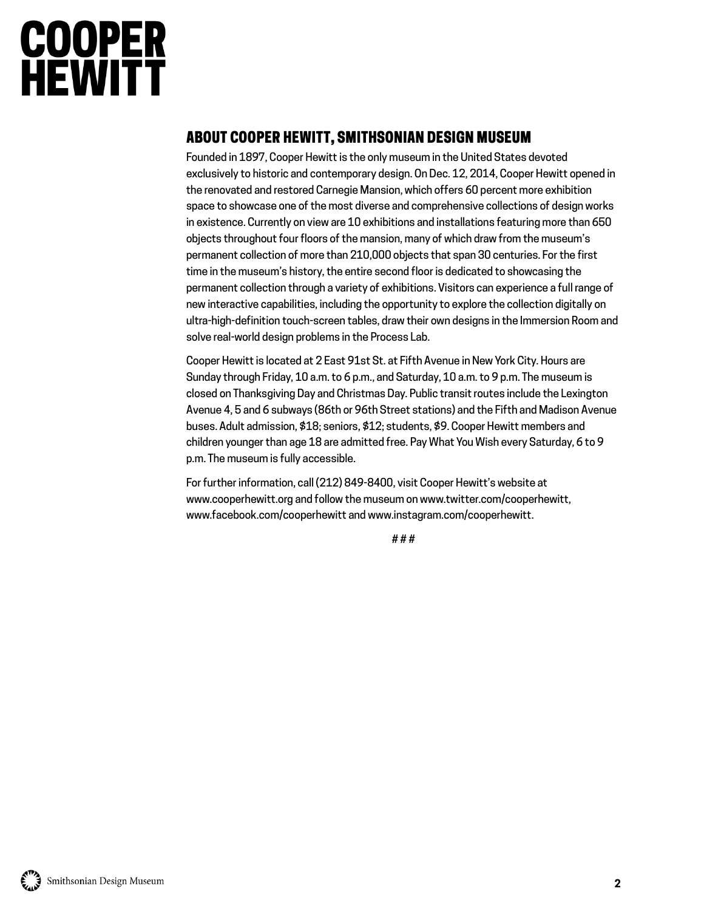## ABOUT COOPER HEWITT, SMITHSONIAN DESIGN MUSEUM

Founded in 1897, Cooper Hewitt is the only museum in the United States devoted exclusively to historic and contemporary design. On Dec. 12, 2014, Cooper Hewitt opened in the renovated and restored Carnegie Mansion, which offers 60 percent more exhibition space to showcase one of the most diverse and comprehensive collections of design works in existence. Currently on view are 10 exhibitions and installations featuring more than 650 objects throughout four floors of the mansion, many of which draw from the museum's permanent collection of more than 210,000 objects that span 30 centuries. For the first time in the museum's history, the entire second floor is dedicated to showcasing the permanent collection through a variety of exhibitions. Visitors can experience a full range of new interactive capabilities, including the opportunity to explore the collection digitally on ultra-high-definition touch-screen tables, draw their own designs in the Immersion Room and solve real-world design problems in the Process Lab.

Cooper Hewitt is located at 2 East 91st St. at Fifth Avenue in New York City. Hours are Sunday through Friday, 10 a.m. to 6 p.m., and Saturday, 10 a.m. to 9 p.m. The museum is closed on Thanksgiving Day and Christmas Day. Public transit routes include the Lexington Avenue 4, 5 and 6 subways (86th or 96th Street stations) and the Fifth and Madison Avenue buses. Adult admission, $18; seniors, $12; students, $9. Cooper Hewitt members and children younger than age 18 are admitted free. Pay What You Wish every Saturday, 6 to 9 p.m. The museum is fully accessible.

For further information, call (212) 849-8400, visit Cooper Hewitt's website at www.cooperhewitt.org and follow the museum on www.twitter.com/cooperhewitt, www.facebook.com/cooperhewitt and www.instagram.com/cooperhewitt.

# # #